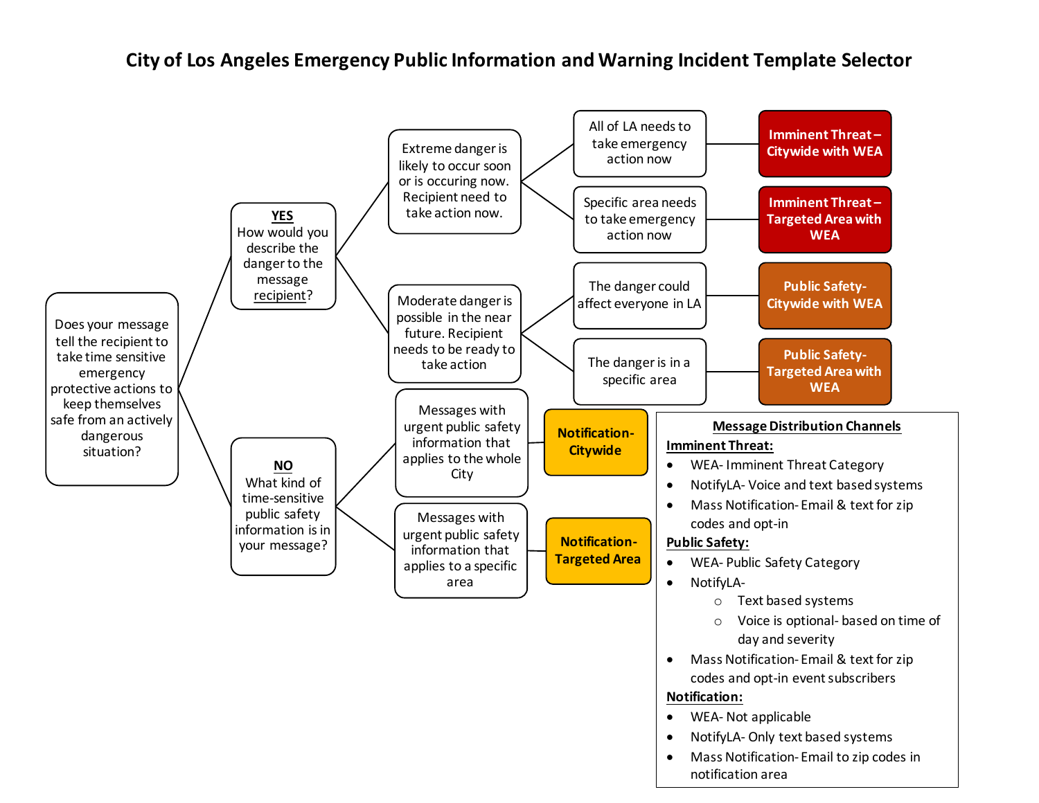# City of Los Angeles Emergency Public Information and Warning Incident Template Selector

**Does your message tell the recipient to take time sensitive emergency protective actions to keep themselves safe from an actively dangerous situation?**

- **YES** — How would you describe the danger to the message recipient?
  - Extreme danger is likely to occur soon or is occuring now. Recipient need to take action now.
    - All of LA needs to take emergency action now → **Imminent Threat – Citywide with WEA**
    - Specific area needs to take emergency action now → **Imminent Threat – Targeted Area with WEA**
  - Moderate danger is possible in the near future. Recipient needs to be ready to take action
    - The danger could affect everyone in LA → **Public Safety- Citywide with WEA**
    - The danger is in a specific area → **Public Safety- Targeted Area with WEA**
- **NO** — What kind of time-sensitive public safety information is in your message?
  - Messages with urgent public safety information that applies to the whole City → **Notification- Citywide**
  - Messages with urgent public safety information that applies to a specific area → **Notification- Targeted Area**

## Message Distribution Channels

**Imminent Threat:**

- WEA- Imminent Threat Category
- NotifyLA- Voice and text based systems
- Mass Notification- Email & text for zip codes and opt-in

**Public Safety:**

- WEA- Public Safety Category
- NotifyLA-
  - Text based systems
  - Voice is optional- based on time of day and severity
- Mass Notification- Email & text for zip codes and opt-in event subscribers

**Notification:**

- WEA- Not applicable
- NotifyLA- Only text based systems
- Mass Notification- Email to zip codes in notification area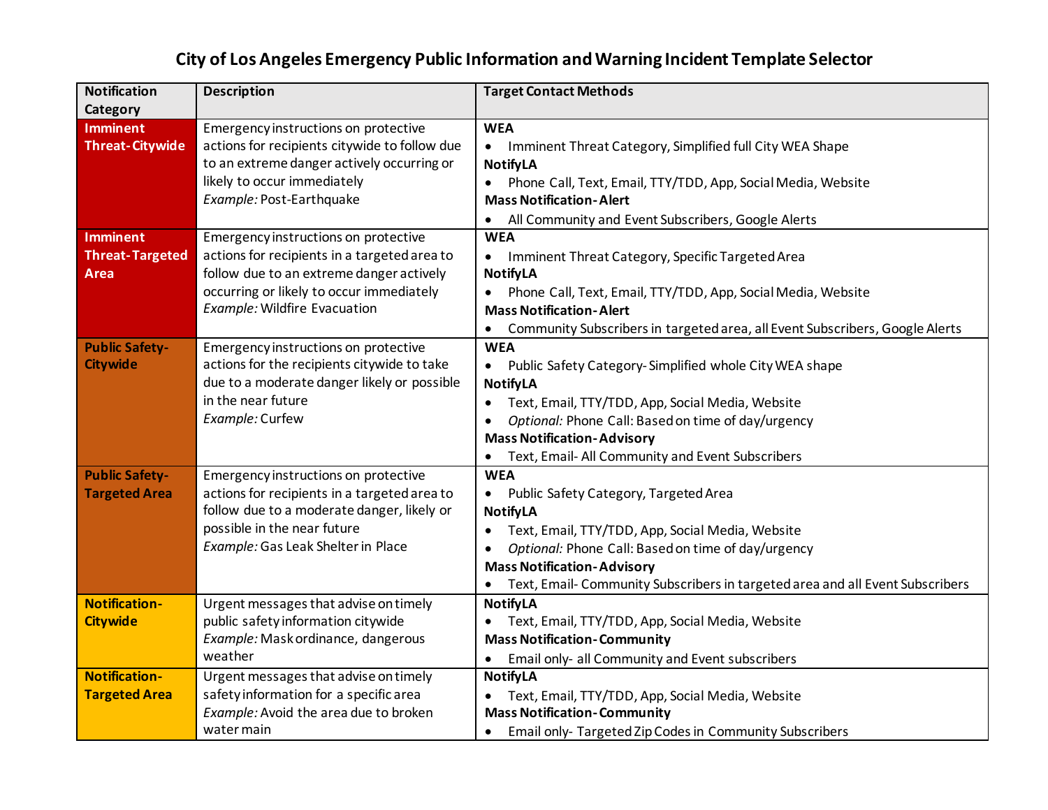## City of Los Angeles Emergency Public Information and Warning Incident Template Selector

| Notification Category | Description | Target Contact Methods |
|---|---|---|
| **Imminent Threat- Citywide** | Emergency instructions on protective actions for recipients citywide to follow due to an extreme danger actively occurring or likely to occur immediately<br>*Example:* Post-Earthquake | **WEA**<br>• Imminent Threat Category, Simplified full City WEA Shape<br>**NotifyLA**<br>• Phone Call, Text, Email, TTY/TDD, App, Social Media, Website<br>**Mass Notification- Alert**<br>• All Community and Event Subscribers, Google Alerts |
| **Imminent Threat- Targeted Area** | Emergency instructions on protective actions for recipients in a targeted area to follow due to an extreme danger actively occurring or likely to occur immediately<br>*Example:* Wildfire Evacuation | **WEA**<br>• Imminent Threat Category, Specific Targeted Area<br>**NotifyLA**<br>• Phone Call, Text, Email, TTY/TDD, App, Social Media, Website<br>**Mass Notification- Alert**<br>• Community Subscribers in targeted area, all Event Subscribers, Google Alerts |
| **Public Safety- Citywide** | Emergency instructions on protective actions for the recipients citywide to take due to a moderate danger likely or possible in the near future<br>*Example:* Curfew | **WEA**<br>• Public Safety Category- Simplified whole City WEA shape<br>**NotifyLA**<br>• Text, Email, TTY/TDD, App, Social Media, Website<br>• *Optional:* Phone Call: Based on time of day/urgency<br>**Mass Notification- Advisory**<br>• Text, Email- All Community and Event Subscribers |
| **Public Safety- Targeted Area** | Emergency instructions on protective actions for recipients in a targeted area to follow due to a moderate danger, likely or possible in the near future<br>*Example:* Gas Leak Shelter in Place | **WEA**<br>• Public Safety Category, Targeted Area<br>**NotifyLA**<br>• Text, Email, TTY/TDD, App, Social Media, Website<br>• *Optional:* Phone Call: Based on time of day/urgency<br>**Mass Notification- Advisory**<br>• Text, Email- Community Subscribers in targeted area and all Event Subscribers |
| **Notification- Citywide** | Urgent messages that advise on timely public safety information citywide<br>*Example:* Mask ordinance, dangerous weather | **NotifyLA**<br>• Text, Email, TTY/TDD, App, Social Media, Website<br>**Mass Notification- Community**<br>• Email only- all Community and Event subscribers |
| **Notification- Targeted Area** | Urgent messages that advise on timely safety information for a specific area<br>*Example:* Avoid the area due to broken water main | **NotifyLA**<br>• Text, Email, TTY/TDD, App, Social Media, Website<br>**Mass Notification- Community**<br>• Email only- Targeted Zip Codes in Community Subscribers |